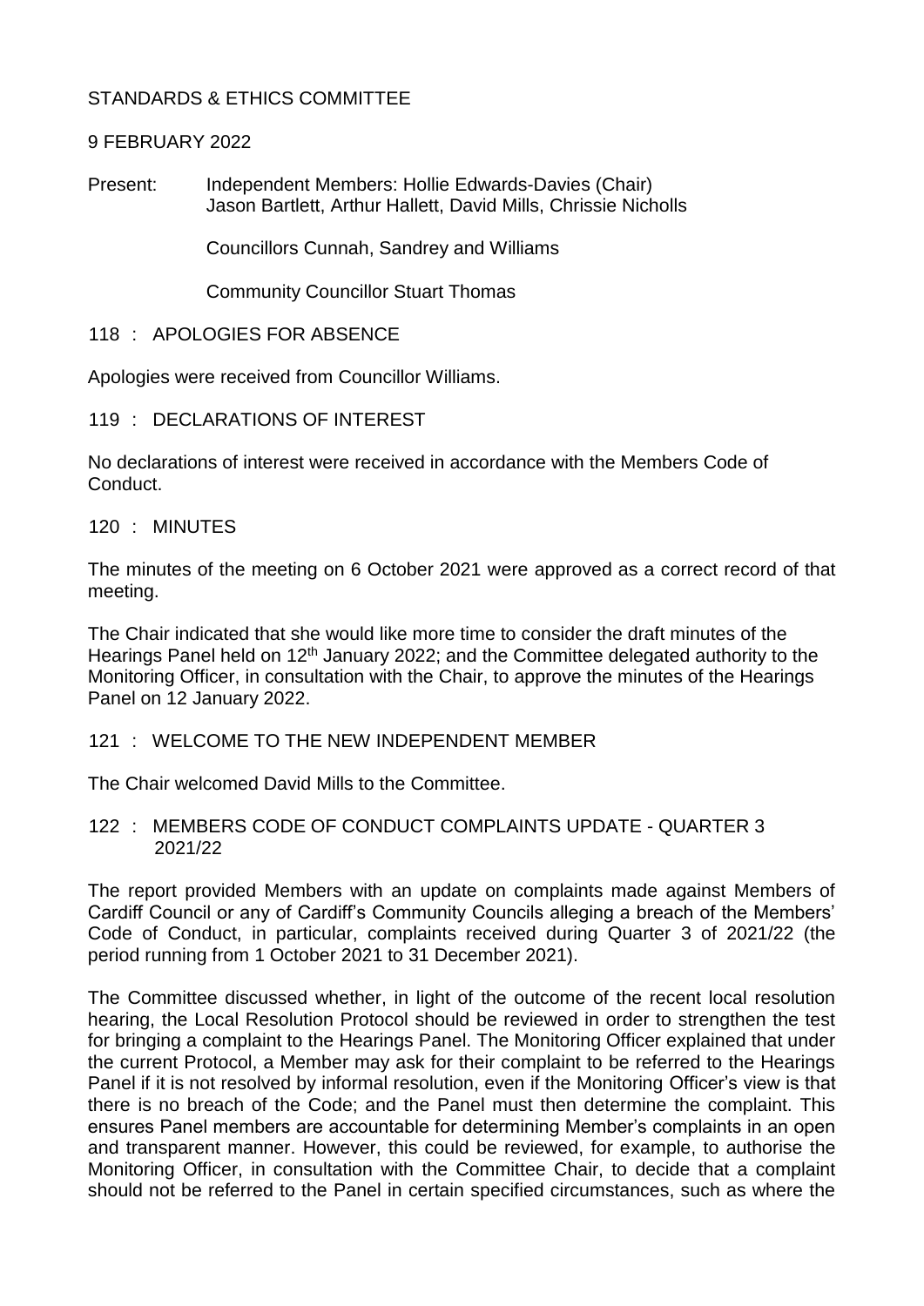STANDARDS & ETHICS COMMITTEE

9 FEBRUARY 2022

Present: Independent Members: Hollie Edwards-Davies (Chair)
Jason Bartlett, Arthur Hallett, David Mills, Chrissie Nicholls

Councillors Cunnah, Sandrey and Williams

Community Councillor Stuart Thomas

## 118 : APOLOGIES FOR ABSENCE

Apologies were received from Councillor Williams.

## 119 : DECLARATIONS OF INTEREST

No declarations of interest were received in accordance with the Members Code of Conduct.

## 120 : MINUTES

The minutes of the meeting on 6 October 2021 were approved as a correct record of that meeting.

The Chair indicated that she would like more time to consider the draft minutes of the Hearings Panel held on 12th January 2022; and the Committee delegated authority to the Monitoring Officer, in consultation with the Chair, to approve the minutes of the Hearings Panel on 12 January 2022.

## 121 : WELCOME TO THE NEW INDEPENDENT MEMBER

The Chair welcomed David Mills to the Committee.

## 122 : MEMBERS CODE OF CONDUCT COMPLAINTS UPDATE - QUARTER 3 2021/22

The report provided Members with an update on complaints made against Members of Cardiff Council or any of Cardiff's Community Councils alleging a breach of the Members' Code of Conduct, in particular, complaints received during Quarter 3 of 2021/22 (the period running from 1 October 2021 to 31 December 2021).

The Committee discussed whether, in light of the outcome of the recent local resolution hearing, the Local Resolution Protocol should be reviewed in order to strengthen the test for bringing a complaint to the Hearings Panel. The Monitoring Officer explained that under the current Protocol, a Member may ask for their complaint to be referred to the Hearings Panel if it is not resolved by informal resolution, even if the Monitoring Officer's view is that there is no breach of the Code; and the Panel must then determine the complaint. This ensures Panel members are accountable for determining Member's complaints in an open and transparent manner. However, this could be reviewed, for example, to authorise the Monitoring Officer, in consultation with the Committee Chair, to decide that a complaint should not be referred to the Panel in certain specified circumstances, such as where the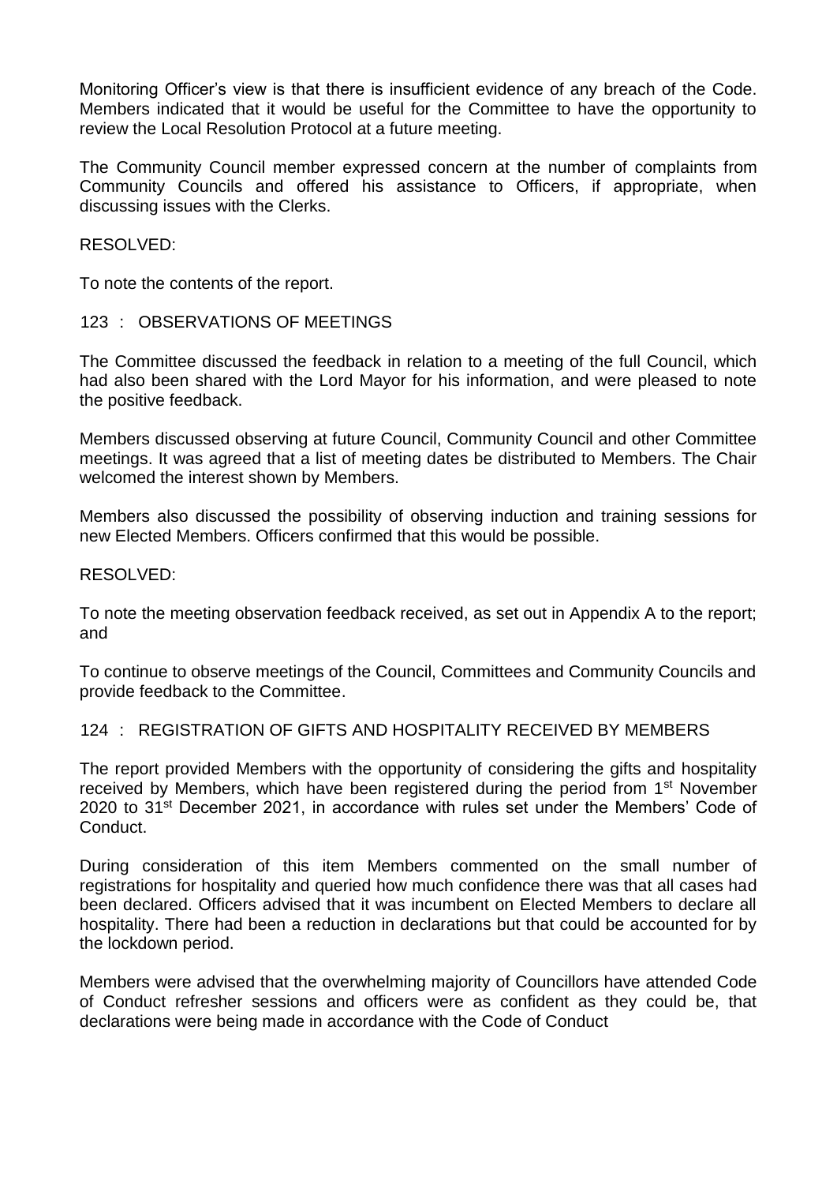Monitoring Officer's view is that there is insufficient evidence of any breach of the Code. Members indicated that it would be useful for the Committee to have the opportunity to review the Local Resolution Protocol at a future meeting.

The Community Council member expressed concern at the number of complaints from Community Councils and offered his assistance to Officers, if appropriate, when discussing issues with the Clerks.

RESOLVED:

To note the contents of the report.

## 123 : OBSERVATIONS OF MEETINGS

The Committee discussed the feedback in relation to a meeting of the full Council, which had also been shared with the Lord Mayor for his information, and were pleased to note the positive feedback.

Members discussed observing at future Council, Community Council and other Committee meetings. It was agreed that a list of meeting dates be distributed to Members. The Chair welcomed the interest shown by Members.

Members also discussed the possibility of observing induction and training sessions for new Elected Members. Officers confirmed that this would be possible.

RESOLVED:

To note the meeting observation feedback received, as set out in Appendix A to the report; and

To continue to observe meetings of the Council, Committees and Community Councils and provide feedback to the Committee.

## 124 : REGISTRATION OF GIFTS AND HOSPITALITY RECEIVED BY MEMBERS

The report provided Members with the opportunity of considering the gifts and hospitality received by Members, which have been registered during the period from 1st November 2020 to 31st December 2021, in accordance with rules set under the Members' Code of Conduct.

During consideration of this item Members commented on the small number of registrations for hospitality and queried how much confidence there was that all cases had been declared. Officers advised that it was incumbent on Elected Members to declare all hospitality. There had been a reduction in declarations but that could be accounted for by the lockdown period.

Members were advised that the overwhelming majority of Councillors have attended Code of Conduct refresher sessions and officers were as confident as they could be, that declarations were being made in accordance with the Code of Conduct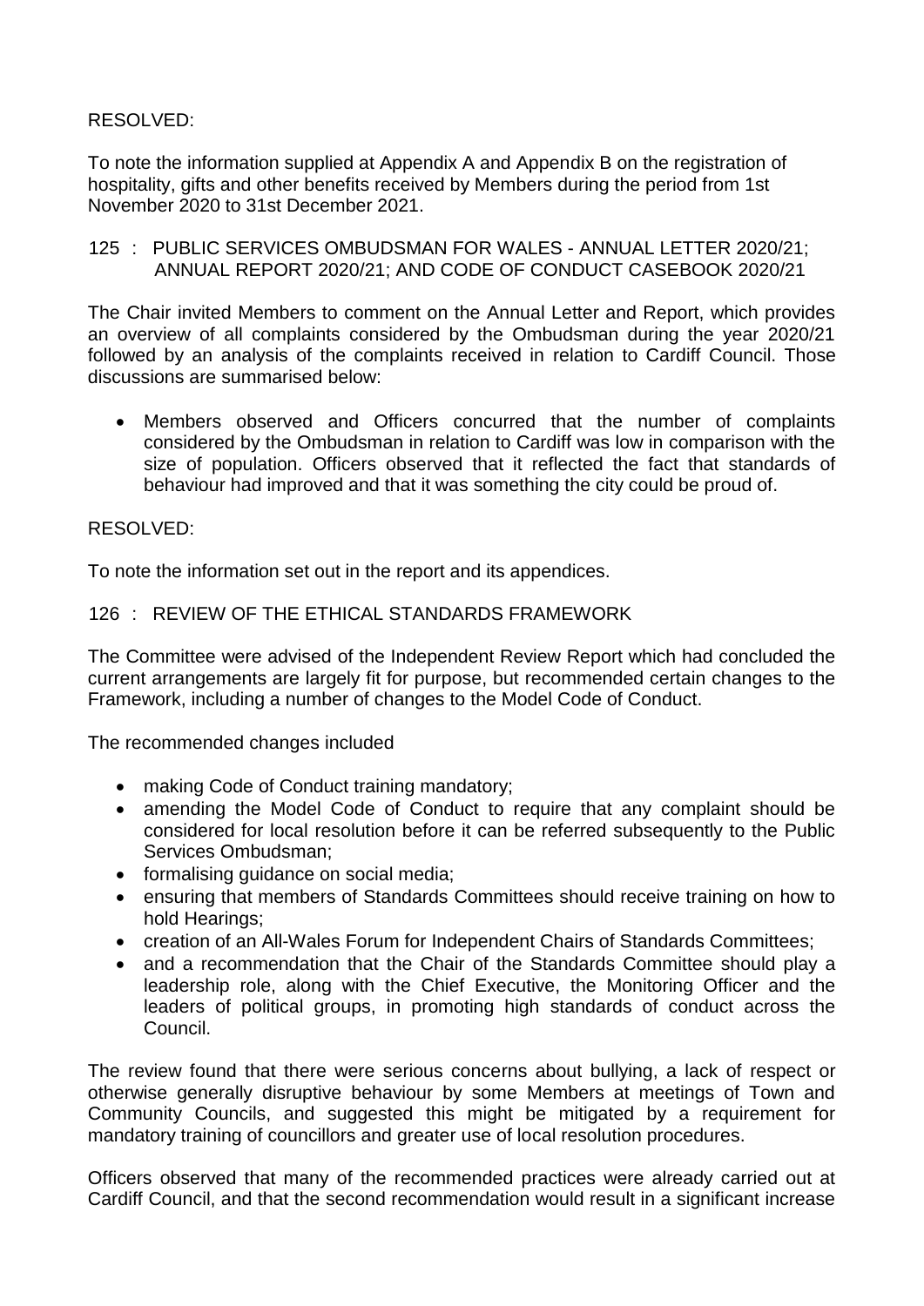RESOLVED:

To note the information supplied at Appendix A and Appendix B on the registration of hospitality, gifts and other benefits received by Members during the period from 1st November 2020 to 31st December 2021.

## 125 : PUBLIC SERVICES OMBUDSMAN FOR WALES - ANNUAL LETTER 2020/21; ANNUAL REPORT 2020/21; AND CODE OF CONDUCT CASEBOOK 2020/21

The Chair invited Members to comment on the Annual Letter and Report, which provides an overview of all complaints considered by the Ombudsman during the year 2020/21 followed by an analysis of the complaints received in relation to Cardiff Council. Those discussions are summarised below:

- Members observed and Officers concurred that the number of complaints considered by the Ombudsman in relation to Cardiff was low in comparison with the size of population. Officers observed that it reflected the fact that standards of behaviour had improved and that it was something the city could be proud of.

RESOLVED:

To note the information set out in the report and its appendices.

## 126 : REVIEW OF THE ETHICAL STANDARDS FRAMEWORK

The Committee were advised of the Independent Review Report which had concluded the current arrangements are largely fit for purpose, but recommended certain changes to the Framework, including a number of changes to the Model Code of Conduct.

The recommended changes included

- making Code of Conduct training mandatory;
- amending the Model Code of Conduct to require that any complaint should be considered for local resolution before it can be referred subsequently to the Public Services Ombudsman;
- formalising guidance on social media;
- ensuring that members of Standards Committees should receive training on how to hold Hearings;
- creation of an All-Wales Forum for Independent Chairs of Standards Committees;
- and a recommendation that the Chair of the Standards Committee should play a leadership role, along with the Chief Executive, the Monitoring Officer and the leaders of political groups, in promoting high standards of conduct across the Council.

The review found that there were serious concerns about bullying, a lack of respect or otherwise generally disruptive behaviour by some Members at meetings of Town and Community Councils, and suggested this might be mitigated by a requirement for mandatory training of councillors and greater use of local resolution procedures.

Officers observed that many of the recommended practices were already carried out at Cardiff Council, and that the second recommendation would result in a significant increase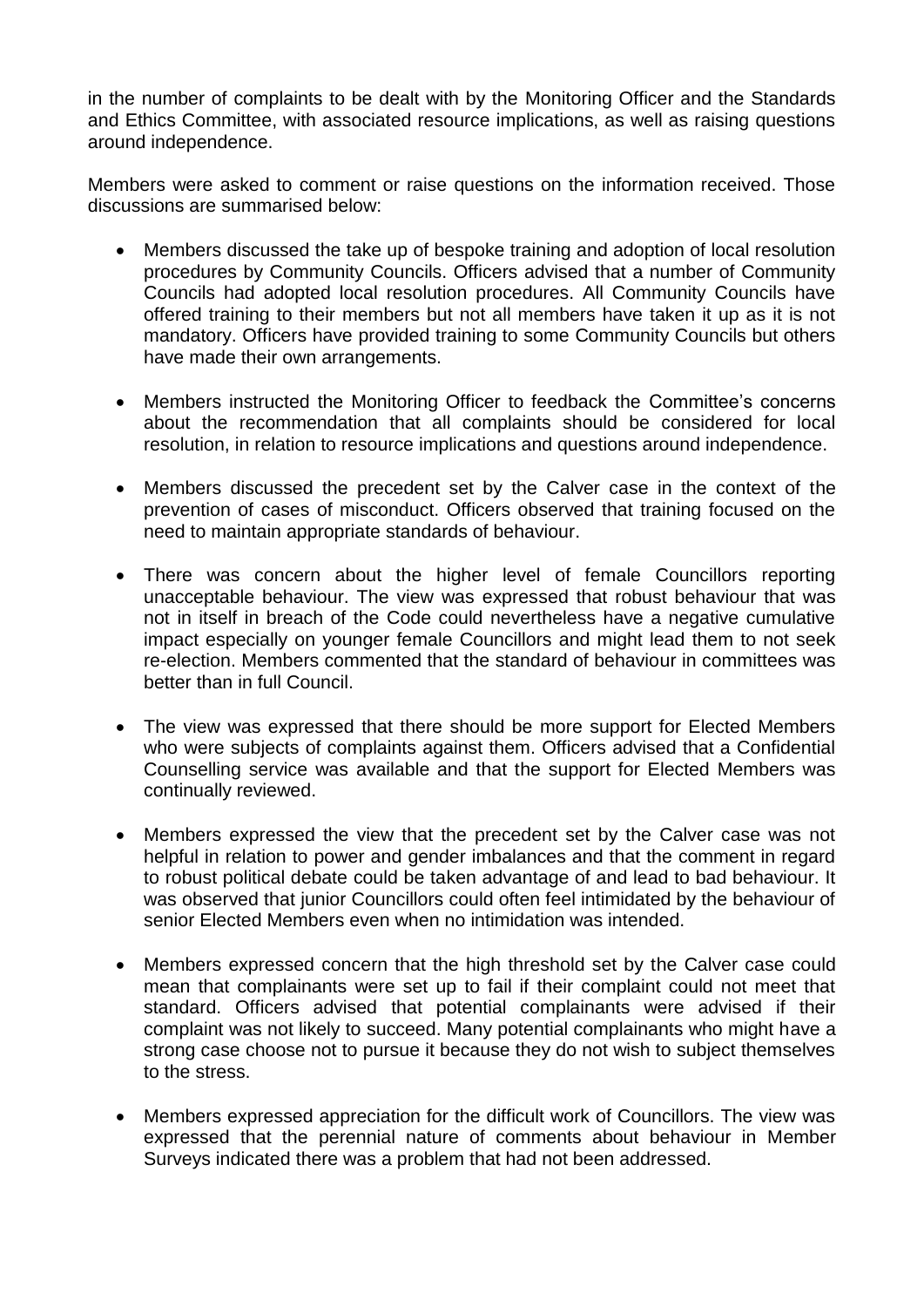in the number of complaints to be dealt with by the Monitoring Officer and the Standards and Ethics Committee, with associated resource implications, as well as raising questions around independence.

Members were asked to comment or raise questions on the information received. Those discussions are summarised below:

- Members discussed the take up of bespoke training and adoption of local resolution procedures by Community Councils. Officers advised that a number of Community Councils had adopted local resolution procedures. All Community Councils have offered training to their members but not all members have taken it up as it is not mandatory. Officers have provided training to some Community Councils but others have made their own arrangements.

- Members instructed the Monitoring Officer to feedback the Committee's concerns about the recommendation that all complaints should be considered for local resolution, in relation to resource implications and questions around independence.

- Members discussed the precedent set by the Calver case in the context of the prevention of cases of misconduct. Officers observed that training focused on the need to maintain appropriate standards of behaviour.

- There was concern about the higher level of female Councillors reporting unacceptable behaviour. The view was expressed that robust behaviour that was not in itself in breach of the Code could nevertheless have a negative cumulative impact especially on younger female Councillors and might lead them to not seek re-election. Members commented that the standard of behaviour in committees was better than in full Council.

- The view was expressed that there should be more support for Elected Members who were subjects of complaints against them. Officers advised that a Confidential Counselling service was available and that the support for Elected Members was continually reviewed.

- Members expressed the view that the precedent set by the Calver case was not helpful in relation to power and gender imbalances and that the comment in regard to robust political debate could be taken advantage of and lead to bad behaviour. It was observed that junior Councillors could often feel intimidated by the behaviour of senior Elected Members even when no intimidation was intended.

- Members expressed concern that the high threshold set by the Calver case could mean that complainants were set up to fail if their complaint could not meet that standard. Officers advised that potential complainants were advised if their complaint was not likely to succeed. Many potential complainants who might have a strong case choose not to pursue it because they do not wish to subject themselves to the stress.

- Members expressed appreciation for the difficult work of Councillors. The view was expressed that the perennial nature of comments about behaviour in Member Surveys indicated there was a problem that had not been addressed.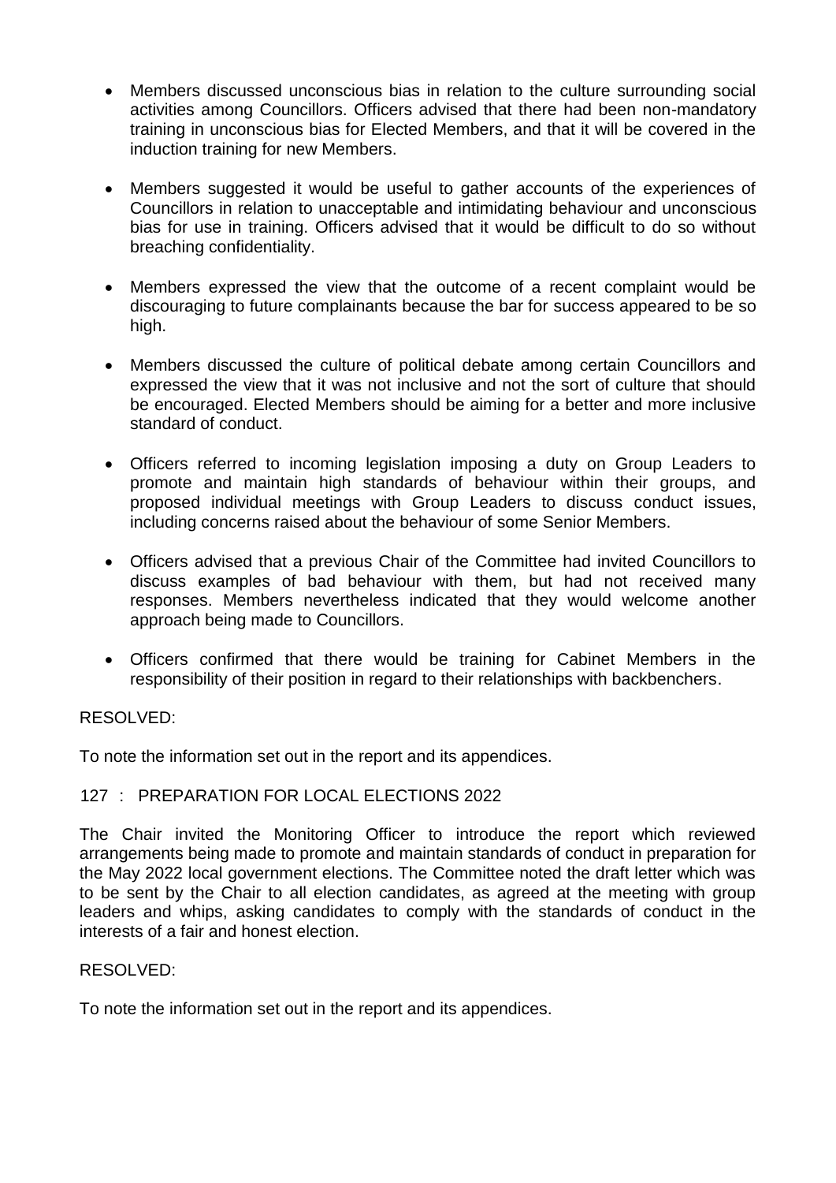- Members discussed unconscious bias in relation to the culture surrounding social activities among Councillors. Officers advised that there had been non-mandatory training in unconscious bias for Elected Members, and that it will be covered in the induction training for new Members.

- Members suggested it would be useful to gather accounts of the experiences of Councillors in relation to unacceptable and intimidating behaviour and unconscious bias for use in training. Officers advised that it would be difficult to do so without breaching confidentiality.

- Members expressed the view that the outcome of a recent complaint would be discouraging to future complainants because the bar for success appeared to be so high.

- Members discussed the culture of political debate among certain Councillors and expressed the view that it was not inclusive and not the sort of culture that should be encouraged. Elected Members should be aiming for a better and more inclusive standard of conduct.

- Officers referred to incoming legislation imposing a duty on Group Leaders to promote and maintain high standards of behaviour within their groups, and proposed individual meetings with Group Leaders to discuss conduct issues, including concerns raised about the behaviour of some Senior Members.

- Officers advised that a previous Chair of the Committee had invited Councillors to discuss examples of bad behaviour with them, but had not received many responses. Members nevertheless indicated that they would welcome another approach being made to Councillors.

- Officers confirmed that there would be training for Cabinet Members in the responsibility of their position in regard to their relationships with backbenchers.

RESOLVED:

To note the information set out in the report and its appendices.

## 127 : PREPARATION FOR LOCAL ELECTIONS 2022

The Chair invited the Monitoring Officer to introduce the report which reviewed arrangements being made to promote and maintain standards of conduct in preparation for the May 2022 local government elections. The Committee noted the draft letter which was to be sent by the Chair to all election candidates, as agreed at the meeting with group leaders and whips, asking candidates to comply with the standards of conduct in the interests of a fair and honest election.

RESOLVED:

To note the information set out in the report and its appendices.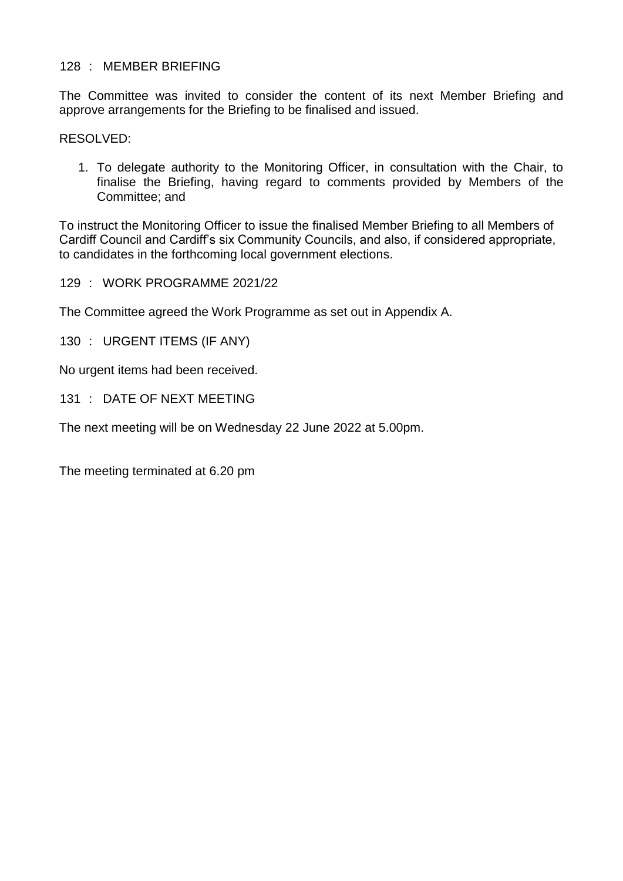## 128 : MEMBER BRIEFING

The Committee was invited to consider the content of its next Member Briefing and approve arrangements for the Briefing to be finalised and issued.

RESOLVED:

1. To delegate authority to the Monitoring Officer, in consultation with the Chair, to finalise the Briefing, having regard to comments provided by Members of the Committee; and

To instruct the Monitoring Officer to issue the finalised Member Briefing to all Members of Cardiff Council and Cardiff's six Community Councils, and also, if considered appropriate, to candidates in the forthcoming local government elections.

## 129 : WORK PROGRAMME 2021/22

The Committee agreed the Work Programme as set out in Appendix A.

## 130 : URGENT ITEMS (IF ANY)

No urgent items had been received.

## 131 : DATE OF NEXT MEETING

The next meeting will be on Wednesday 22 June 2022 at 5.00pm.

The meeting terminated at 6.20 pm